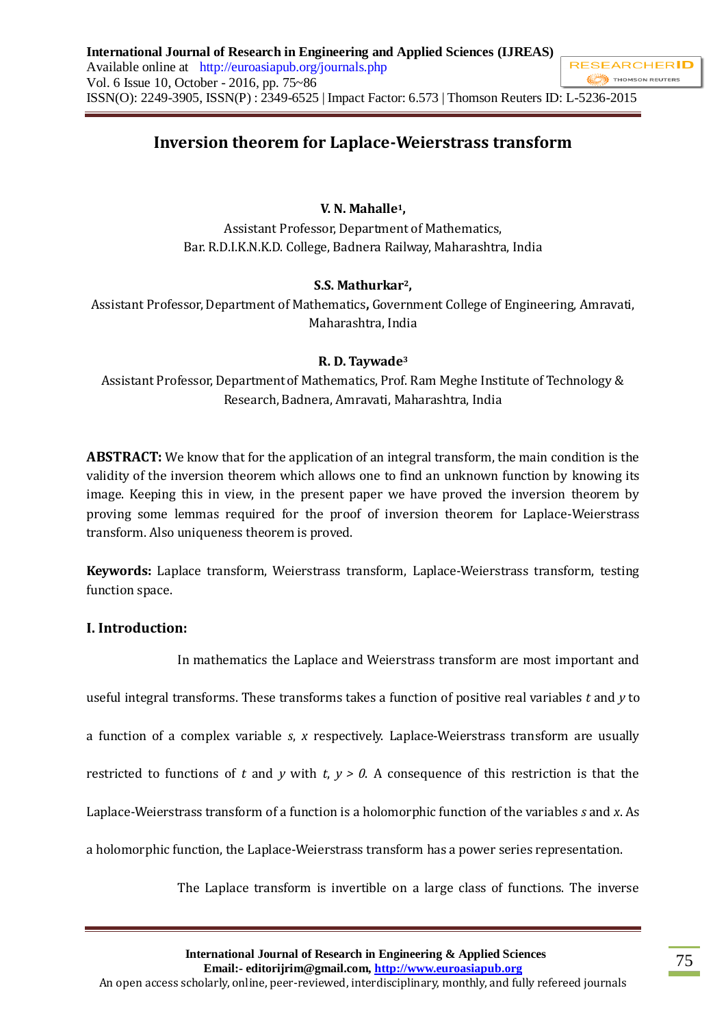# Inversion theorem for Laplace-Weierstrass transform

**V. N. Mahalle[1],**

Assistant Professor, Department of Mathematics,
Bar. R.D.I.K.N.K.D. College, Badnera Railway, Maharashtra, India

**S.S. Mathurkar[2],**

Assistant Professor, Department of Mathematics**,** Government College of Engineering, Amravati, Maharashtra, India

**R. D. Taywade[3]**

Assistant Professor, Department of Mathematics, Prof. Ram Meghe Institute of Technology & Research, Badnera, Amravati, Maharashtra, India

**ABSTRACT:** We know that for the application of an integral transform, the main condition is the validity of the inversion theorem which allows one to find an unknown function by knowing its image. Keeping this in view, in the present paper we have proved the inversion theorem by proving some lemmas required for the proof of inversion theorem for Laplace-Weierstrass transform. Also uniqueness theorem is proved.

**Keywords:** Laplace transform, Weierstrass transform, Laplace-Weierstrass transform, testing function space.

## I. Introduction:

In mathematics the Laplace and Weierstrass transform are most important and useful integral transforms. These transforms takes a function of positive real variables $t$ and $y$ to a function of a complex variable $s$, $x$ respectively. Laplace-Weierstrass transform are usually restricted to functions of $t$ and $y$ with $t, y > 0$. A consequence of this restriction is that the Laplace-Weierstrass transform of a function is a holomorphic function of the variables $s$ and $x$. As a holomorphic function, the Laplace-Weierstrass transform has a power series representation.

The Laplace transform is invertible on a large class of functions. The inverse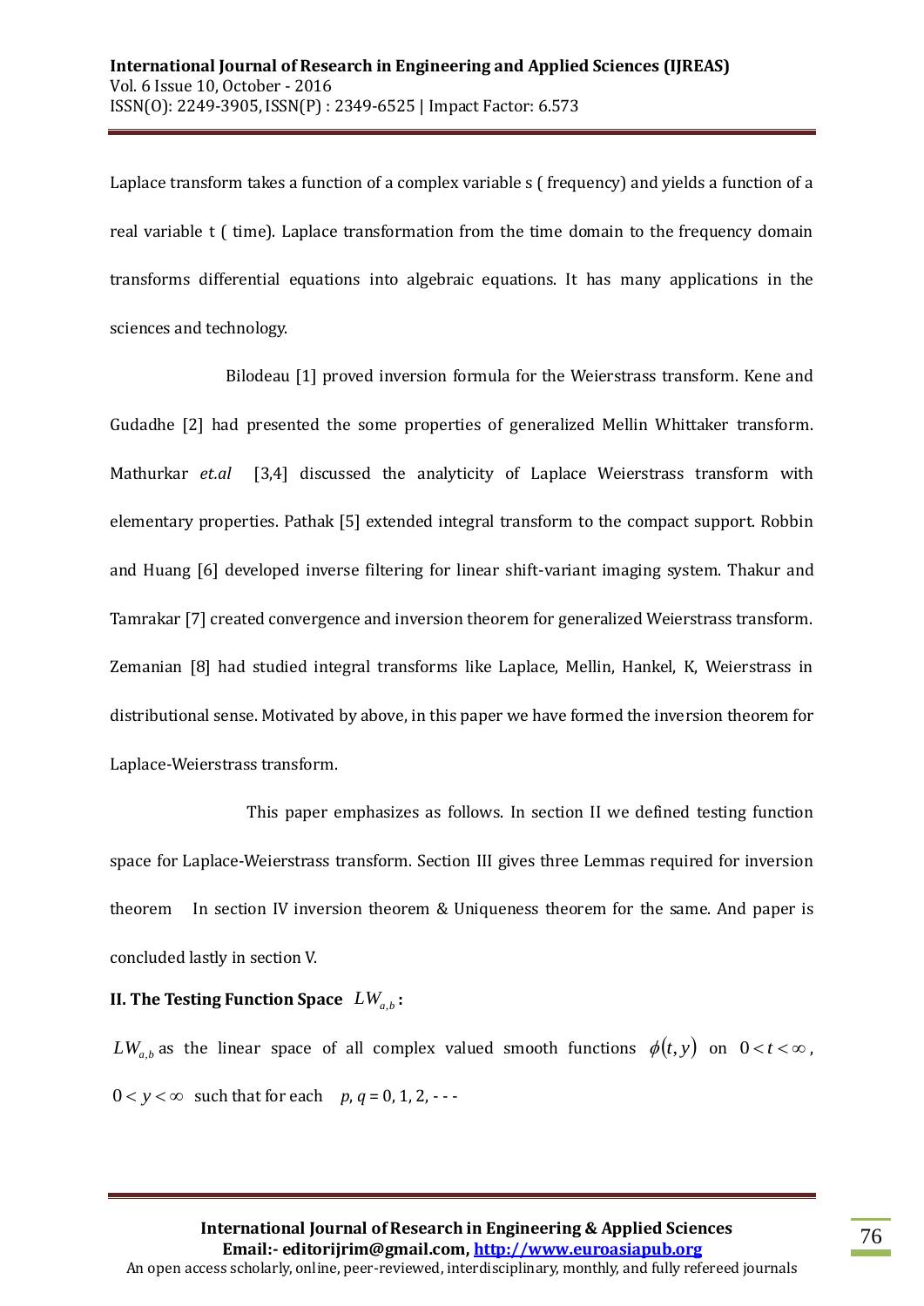Laplace transform takes a function of a complex variable s ( frequency) and yields a function of a real variable t ( time). Laplace transformation from the time domain to the frequency domain transforms differential equations into algebraic equations. It has many applications in the sciences and technology.

Bilodeau [1] proved inversion formula for the Weierstrass transform. Kene and Gudadhe [2] had presented the some properties of generalized Mellin Whittaker transform. Mathurkar *et.al* [3,4] discussed the analyticity of Laplace Weierstrass transform with elementary properties. Pathak [5] extended integral transform to the compact support. Robbin and Huang [6] developed inverse filtering for linear shift-variant imaging system. Thakur and Tamrakar [7] created convergence and inversion theorem for generalized Weierstrass transform. Zemanian [8] had studied integral transforms like Laplace, Mellin, Hankel, K, Weierstrass in distributional sense. Motivated by above, in this paper we have formed the inversion theorem for Laplace-Weierstrass transform.

This paper emphasizes as follows. In section II we defined testing function space for Laplace-Weierstrass transform. Section III gives three Lemmas required for inversion theorem In section IV inversion theorem & Uniqueness theorem for the same. And paper is concluded lastly in section V.

## II. The Testing Function Space $LW_{a,b}$:

$LW_{a,b}$ as the linear space of all complex valued smooth functions $\phi(t,y)$ on $0<t<\infty$, $0<y<\infty$ such that for each $p, q = 0, 1, 2, ---$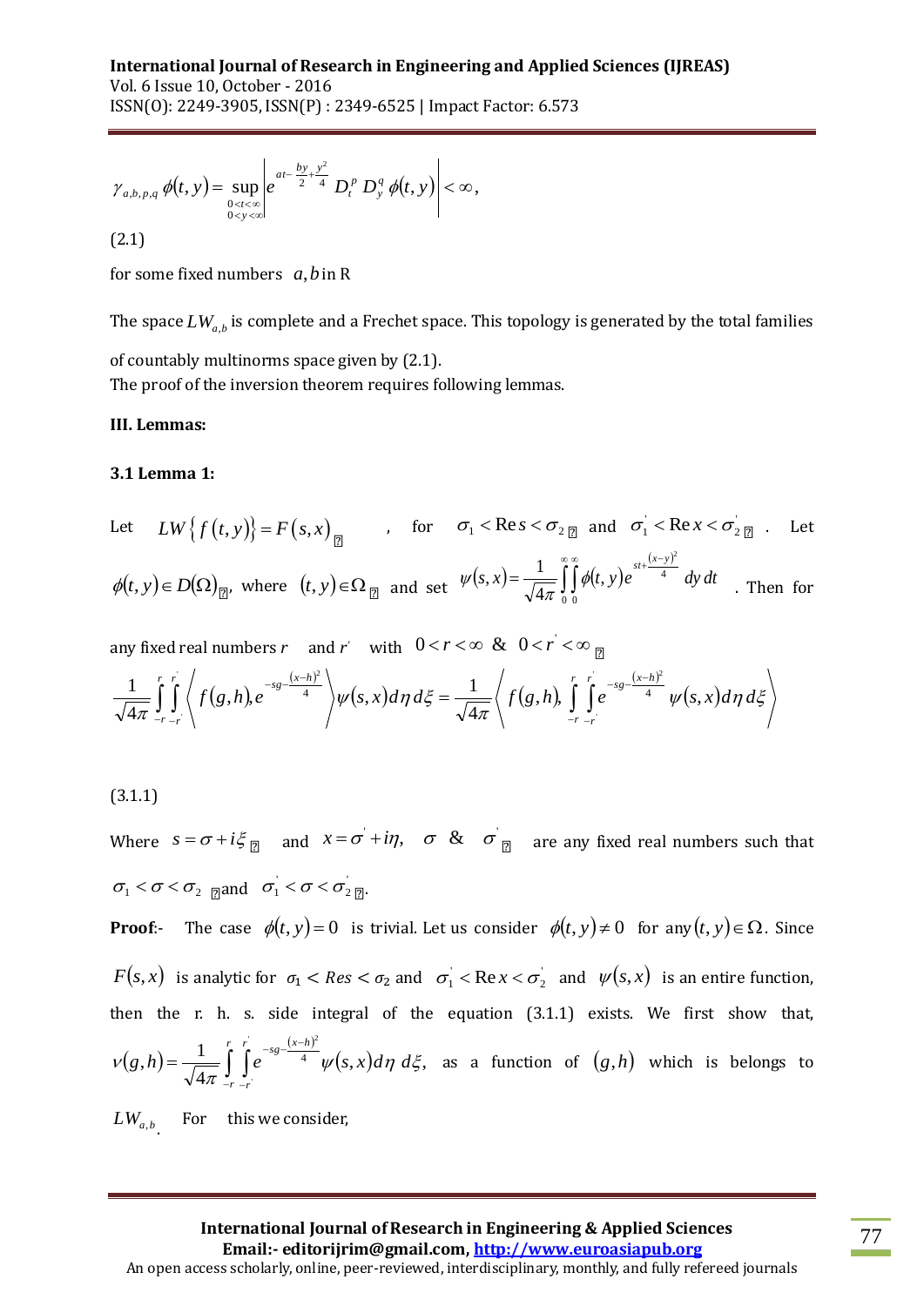$$\gamma_{a,b,p,q}\,\phi(t,y) = \sup_{\substack{0<t<\infty \\ 0<y<\infty}} \left| e^{at-\frac{by}{2}+\frac{y^2}{4}} D_t^p\, D_y^q\, \phi(t,y) \right| < \infty,$$

(2.1)

for some fixed numbers $a, b$ in R

The space $LW_{a,b}$ is complete and a Frechet space. This topology is generated by the total families of countably multinorms space given by (2.1).
The proof of the inversion theorem requires following lemmas.

**III. Lemmas:**

**3.1 Lemma 1:**

Let $LW\{f(t,y)\} = F(s,x)$, for $\sigma_1 < \operatorname{Re} s < \sigma_2$ and $\sigma_1^{'} < \operatorname{Re} x < \sigma_2^{'}$. Let $\phi(t,y) \in D(\Omega)$, where $(t,y) \in \Omega$ and set $\psi(s,x) = \frac{1}{\sqrt{4\pi}} \int_0^\infty \int_0^\infty \phi(t,y) e^{st+\frac{(x-y)^2}{4}} dy\, dt$. Then for any fixed real numbers $r$ and $r^{'}$ with $0 < r < \infty$ & $0 < r^{'} < \infty$

$$\frac{1}{\sqrt{4\pi}} \int_{-r}^{r} \int_{-r^{'}}^{r^{'}} \left\langle f(g,h), e^{-sg-\frac{(x-h)^2}{4}} \right\rangle \psi(s,x)\, d\eta\, d\xi = \frac{1}{\sqrt{4\pi}} \left\langle f(g,h), \int_{-r}^{r} \int_{-r^{'}}^{r^{'}} e^{-sg-\frac{(x-h)^2}{4}} \psi(s,x)\, d\eta\, d\xi \right\rangle$$

(3.1.1)

Where $s = \sigma + i\xi$ and $x = \sigma^{'} + i\eta$, $\sigma$ & $\sigma^{'}$ are any fixed real numbers such that $\sigma_1 < \sigma < \sigma_2$ and $\sigma_1^{'} < \sigma < \sigma_2^{'}$.

**Proof**:- The case $\phi(t,y) = 0$ is trivial. Let us consider $\phi(t,y) \neq 0$ for any $(t,y) \in \Omega$. Since $F(s,x)$ is analytic for $\sigma_1 < Res < \sigma_2$ and $\sigma_1^{'} < \operatorname{Re} x < \sigma_2^{'}$ and $\psi(s,x)$ is an entire function, then the r. h. s. side integral of the equation (3.1.1) exists. We first show that, $v(g,h) = \frac{1}{\sqrt{4\pi}} \int_{-r}^{r} \int_{-r^{'}}^{r^{'}} e^{-sg-\frac{(x-h)^2}{4}} \psi(s,x)\, d\eta\, d\xi$, as a function of $(g,h)$ which is belongs to $LW_{a,b}$. For this we consider,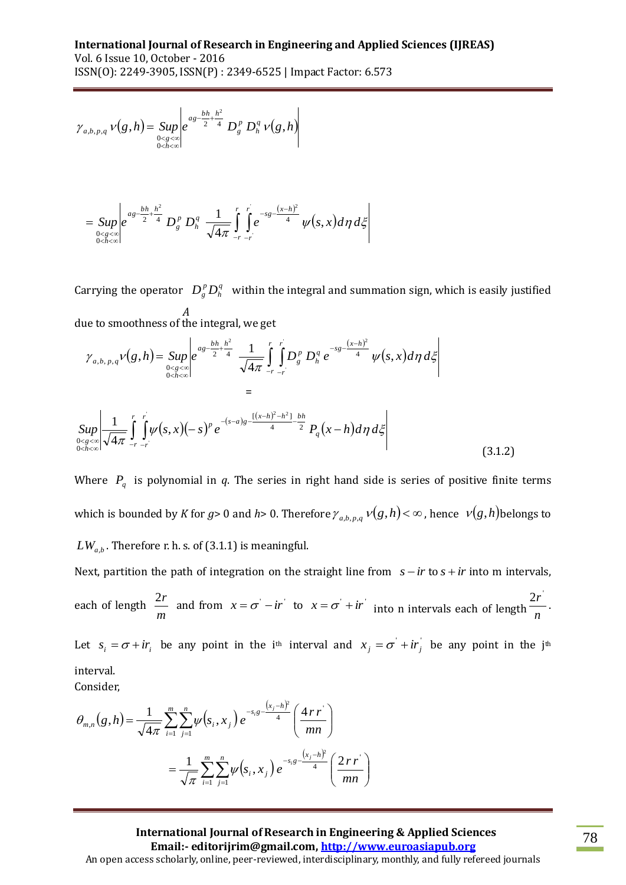$$\gamma_{a,b,p,q}\, \nu(g,h) = \underset{\substack{0<g<\infty \\ 0<h<\infty}}{Sup} \left| e^{ag-\frac{bh}{2}+\frac{h^2}{4}}\, D_g^p\, D_h^q\, \nu(g,h) \right|$$

$$= \underset{\substack{0<g<\infty \\ 0<h<\infty}}{Sup} \left| e^{ag-\frac{bh}{2}+\frac{h^2}{4}}\, D_g^p\, D_h^q\, \frac{1}{\sqrt{4\pi}} \int_{-r}^{r} \int_{-r'}^{r'} e^{-sg-\frac{(x-h)^2}{4}}\, \psi(s,x)\, d\eta\, d\xi \right|$$

Carrying the operator $D_g^p D_h^q$ within the integral and summation sign, which is easily justified due to smoothness of the integral, we get

$$\gamma_{a,b,p,q}\nu(g,h) = \underset{\substack{0<g<\infty \\ 0<h<\infty}}{Sup} \left| e^{ag-\frac{bh}{2}+\frac{h^2}{4}}\, \frac{1}{\sqrt{4\pi}} \int_{-r}^{r} \int_{-r'}^{r'} D_g^p\, D_h^q\, e^{-sg-\frac{(x-h)^2}{4}}\, \psi(s,x)\, d\eta\, d\xi \right|$$

$$= \underset{\substack{0<g<\infty \\ 0<h<\infty}}{Sup} \left| \frac{1}{\sqrt{4\pi}} \int_{-r}^{r} \int_{-r'}^{r'} \psi(s,x)(-s)^p\, e^{-(s-a)g-\frac{[(x-h)^2-h^2]}{4}-\frac{bh}{2}}\, P_q(x-h)\, d\eta\, d\xi \right| \tag{3.1.2}$$

Where $P_q$ is polynomial in *q*. The series in right hand side is series of positive finite terms which is bounded by *K* for *g*> 0 and *h*> 0. Therefore $\gamma_{a,b,p,q}\, \nu(g,h) < \infty$, hence $\nu(g,h)$ belongs to $LW_{a,b}$. Therefore r. h. s. of (3.1.1) is meaningful.

Next, partition the path of integration on the straight line from $s - ir$ to $s + ir$ into m intervals, each of length $\frac{2r}{m}$ and from $x = \sigma' - ir'$ to $x = \sigma' + ir'$ into n intervals each of length $\frac{2r'}{n}$.

Let $s_i = \sigma + ir_i$ be any point in the i[th] interval and $x_j = \sigma' + ir_j'$ be any point in the j[th] interval.

Consider,

$$\theta_{m,n}(g,h) = \frac{1}{\sqrt{4\pi}} \sum_{i=1}^{m} \sum_{j=1}^{n} \psi(s_i, x_j)\, e^{-s_i g - \frac{(x_j-h)^2}{4}} \left( \frac{4\, r\, r'}{mn} \right)$$

$$= \frac{1}{\sqrt{\pi}} \sum_{i=1}^{m} \sum_{j=1}^{n} \psi(s_i, x_j)\, e^{-s_i g - \frac{(x_j-h)^2}{4}} \left( \frac{2\, r\, r'}{mn} \right)$$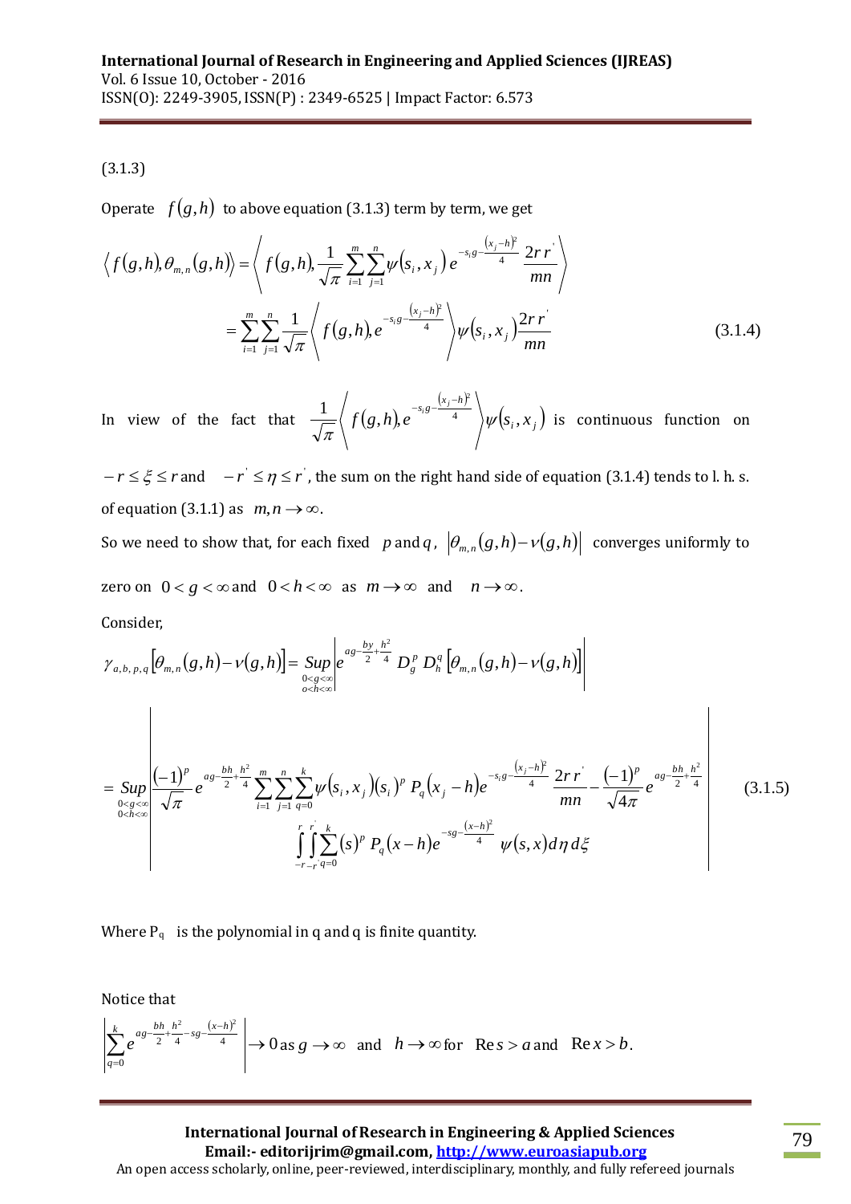(3.1.3)

Operate $f(g,h)$ to above equation (3.1.3) term by term, we get

$$\left\langle f(g,h), \theta_{m,n}(g,h)\right\rangle = \left\langle f(g,h), \frac{1}{\sqrt{\pi}} \sum_{i=1}^{m}\sum_{j=1}^{n} \psi(s_i, x_j)\, e^{-s_i g - \frac{(x_j - h)^2}{4}} \frac{2r\,r'}{mn} \right\rangle$$

$$= \sum_{i=1}^{m}\sum_{j=1}^{n} \frac{1}{\sqrt{\pi}} \left\langle f(g,h), e^{-s_i g - \frac{(x_j-h)^2}{4}} \right\rangle \psi(s_i, x_j) \frac{2r\,r'}{mn} \tag{3.1.4}$$

In view of the fact that $\frac{1}{\sqrt{\pi}}\left\langle f(g,h), e^{-s_i g - \frac{(x_j-h)^2}{4}} \right\rangle \psi(s_i, x_j)$ is continuous function on $-r \le \xi \le r$ and $-r' \le \eta \le r'$, the sum on the right hand side of equation (3.1.4) tends to l. h. s. of equation (3.1.1) as $m,n \to \infty$.

So we need to show that, for each fixed $p$ and $q$, $\left|\theta_{m,n}(g,h) - \nu(g,h)\right|$ converges uniformly to zero on $0 < g < \infty$ and $0 < h < \infty$ as $m \to \infty$ and $n \to \infty$.

Consider,

$$\gamma_{a,b,p,q}\left[\theta_{m,n}(g,h) - \nu(g,h)\right] = \sup_{\substack{0<g<\infty \\ o<h<\infty}} \left| e^{ag - \frac{by}{2} + \frac{h^2}{4}} D_g^p D_h^q \left[\theta_{m,n}(g,h) - \nu(g,h)\right] \right|$$

$$= \sup_{\substack{0<g<\infty \\ 0<h<\infty}} \left| \begin{array}{l} \frac{(-1)^p}{\sqrt{\pi}} e^{ag - \frac{bh}{2} + \frac{h^2}{4}} \sum_{i=1}^{m}\sum_{j=1}^{n}\sum_{q=0}^{k} \psi(s_i, x_j)(s_i)^p P_q(x_j - h) e^{-s_i g - \frac{(x_j-h)^2}{4}} \frac{2r\,r'}{mn} - \frac{(-1)^p}{\sqrt{4\pi}} e^{ag - \frac{bh}{2} + \frac{h^2}{4}} \\ \int_{-r}^{r}\int_{-r'}^{r'} \sum_{q=0}^{k} (s)^p P_q(x-h) e^{-sg - \frac{(x-h)^2}{4}} \psi(s,x)\, d\eta\, d\xi \end{array} \right| \tag{3.1.5}$$

Where $P_q$ is the polynomial in q and q is finite quantity.

Notice that

$$\left| \sum_{q=0}^{k} e^{ag - \frac{bh}{2} + \frac{h^2}{4} - sg - \frac{(x-h)^2}{4}} \right| \to 0 \text{ as } g \to \infty \text{ and } h \to \infty \text{ for } \operatorname{Re} s > a \text{ and } \operatorname{Re} x > b.$$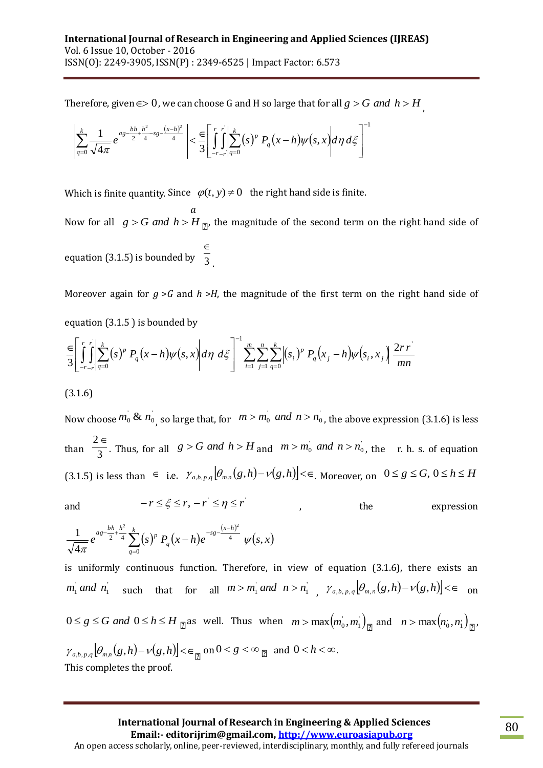Therefore, given $\in > 0$, we can choose G and H so large that for all $g > G$ and $h > H$,

$$\left|\sum_{q=0}^{k} \frac{1}{\sqrt{4\pi}} e^{ag-\frac{bh}{2}+\frac{h^2}{4}-sg-\frac{(x-h)^2}{4}}\right| < \frac{\in}{3}\left[\int_{-r}^{r}\int_{-r'}^{r'}\left|\sum_{q=0}^{k}(s)^p P_q(x-h)\psi(s,x)\right| d\eta\, d\xi\right]^{-1}$$

Which is finite quantity. Since $\varphi(t,y) \neq 0$ the right hand side is finite.

Now for all $g > G$ and $h > H$ $a$, the magnitude of the second term on the right hand side of equation (3.1.5) is bounded by $\frac{\in}{3}$.

Moreover again for $g > G$ and $h > H$, the magnitude of the first term on the right hand side of equation (3.1.5 ) is bounded by

$$\frac{\in}{3}\left[\int_{-r}^{r}\int_{-r'}^{r'}\left|\sum_{q=0}^{k}(s)^p P_q(x-h)\psi(s,x)\right| d\eta\ d\xi\right]^{-1} \sum_{i=1}^{m}\sum_{j=1}^{n}\sum_{q=0}^{k}\left|(s_i)^p P_q(x_j-h)\psi(s_i,x_j)\right| \frac{2r r'}{mn}$$

(3.1.6)

Now choose $m_0'$ & $n_0'$, so large that, for $m > m_0'$ and $n > n_0'$, the above expression (3.1.6) is less than $\frac{2\in}{3}$. Thus, for all $g > G$ and $h > H$ and $m > m_0'$ and $n > n_0'$, the r. h. s. of equation (3.1.5) is less than $\in$ i.e. $\gamma_{a,b,p,q}\left[\theta_{m,n}(g,h) - \nu(g,h)\right] < \in$. Moreover, on $0 \le g \le G$, $0 \le h \le H$ and $-r \le \xi \le r, -r' \le \eta \le r'$, the expression

$$\frac{1}{\sqrt{4\pi}} e^{ag-\frac{bh}{2}+\frac{h^2}{4}} \sum_{q=0}^{k}(s)^p P_q(x-h) e^{-sg-\frac{(x-h)^2}{4}} \psi(s,x)$$

is uniformly continuous function. Therefore, in view of equation (3.1.6), there exists an $m_1'$ and $n_1'$ such that for all $m > m_1'$ and $n > n_1'$, $\gamma_{a,b,p,q}\left[\theta_{m,n}(g,h) - \nu(g,h)\right] < \in$ on $0 \le g \le G$ and $0 \le h \le H$ as well. Thus when $m > \max(m_0', m_1')$ and $n > \max(n_0', n_1')$, $\gamma_{a,b,p,q}\left[\theta_{m,n}(g,h) - \nu(g,h)\right] < \in$ on $0 < g < \infty$ and $0 < h < \infty$.

This completes the proof.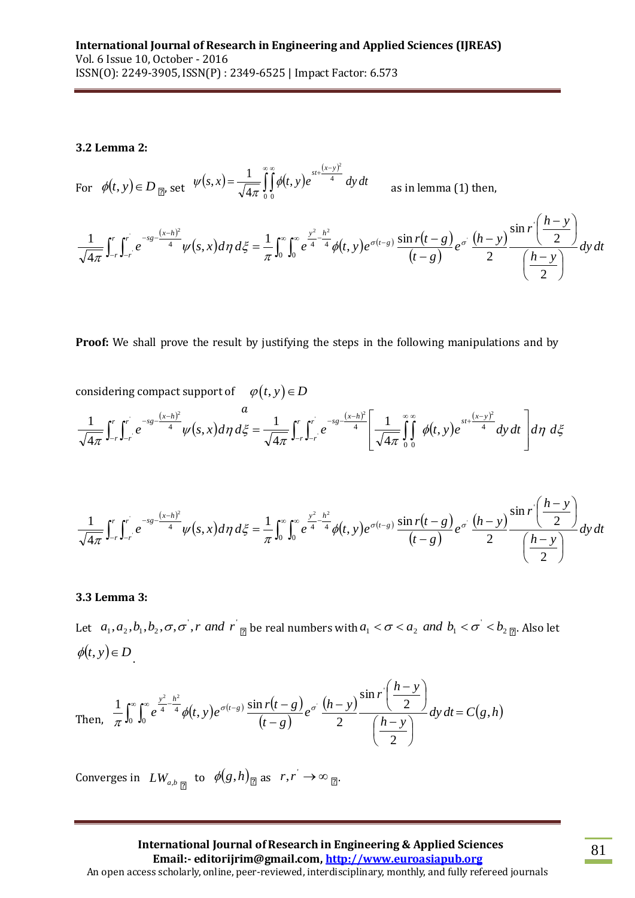**3.2 Lemma 2:**

For $\phi(t,y) \in D$, set $\psi(s,x) = \dfrac{1}{\sqrt{4\pi}} \int_0^\infty \int_0^\infty \phi(t,y) e^{st + \frac{(x-y)^2}{4}} \, dy\, dt$ as in lemma (1) then,

$$\frac{1}{\sqrt{4\pi}} \int_{-r}^{r} \int_{-r'}^{r'} e^{-sg - \frac{(x-h)^2}{4}} \psi(s,x) \, d\eta \, d\xi = \frac{1}{\pi} \int_0^\infty \int_0^\infty e^{\frac{y^2}{4} - \frac{h^2}{4}} \phi(t,y) e^{\sigma(t-g)} \frac{\sin r(t-g)}{(t-g)} e^{\sigma'} \frac{(h-y)}{2} \frac{\sin r'\left(\frac{h-y}{2}\right)}{\left(\frac{h-y}{2}\right)} dy\, dt$$

**Proof:** We shall prove the result by justifying the steps in the following manipulations and by considering compact support of $\varphi(t,y) \in D_a$

$$\frac{1}{\sqrt{4\pi}} \int_{-r}^{r} \int_{-r'}^{r'} e^{-sg - \frac{(x-h)^2}{4}} \psi(s,x) \, d\eta \, d\xi = \frac{1}{\sqrt{4\pi}} \int_{-r}^{r} \int_{-r'}^{r'} e^{-sg - \frac{(x-h)^2}{4}} \left[ \frac{1}{\sqrt{4\pi}} \int_0^\infty \int_0^\infty \phi(t,y) e^{st + \frac{(x-y)^2}{4}} \, dy\, dt \right] d\eta \, d\xi$$

$$\frac{1}{\sqrt{4\pi}} \int_{-r}^{r} \int_{-r'}^{r'} e^{-sg - \frac{(x-h)^2}{4}} \psi(s,x) \, d\eta \, d\xi = \frac{1}{\pi} \int_0^\infty \int_0^\infty e^{\frac{y^2}{4} - \frac{h^2}{4}} \phi(t,y) e^{\sigma(t-g)} \frac{\sin r(t-g)}{(t-g)} e^{\sigma'} \frac{(h-y)}{2} \frac{\sin r'\left(\frac{h-y}{2}\right)}{\left(\frac{h-y}{2}\right)} dy\, dt$$

**3.3 Lemma 3:**

Let $a_1, a_2, b_1, b_2, \sigma, \sigma', r$ *and* $r'$ be real numbers with $a_1 < \sigma < a_2$ *and* $b_1 < \sigma' < b_2$. Also let $\phi(t,y) \in D$.

Then, $\dfrac{1}{\pi} \displaystyle\int_0^\infty \int_0^\infty e^{\frac{y^2}{4} - \frac{h^2}{4}} \phi(t,y) e^{\sigma(t-g)} \frac{\sin r(t-g)}{(t-g)} e^{\sigma'} \frac{(h-y)}{2} \frac{\sin r'\left(\frac{h-y}{2}\right)}{\left(\frac{h-y}{2}\right)} dy\, dt = C(g,h)$

Converges in $LW_{a,b}$ to $\phi(g,h)$ as $r, r' \to \infty$.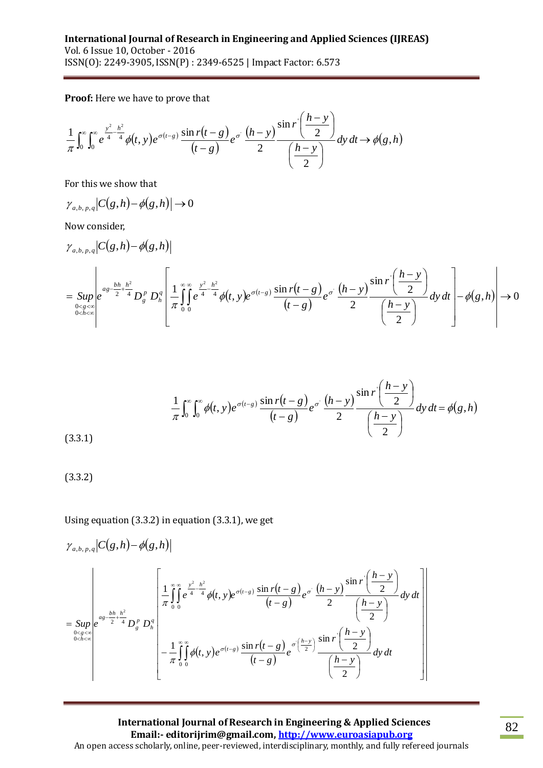**Proof:** Here we have to prove that

$$\frac{1}{\pi}\int_0^\infty\int_0^\infty e^{\frac{y^2}{4}-\frac{h^2}{4}}\phi(t,y)e^{\sigma(t-g)}\frac{\sin r(t-g)}{(t-g)}e^{\sigma'}\frac{(h-y)}{2}\frac{\sin r'\left(\frac{h-y}{2}\right)}{\left(\frac{h-y}{2}\right)}dy\,dt \to \phi(g,h)$$

For this we show that

$$\gamma_{a,b,p,q}\left|C(g,h)-\phi(g,h)\right| \to 0$$

Now consider,

$$\gamma_{a,b,p,q}\left|C(g,h)-\phi(g,h)\right|$$

$$= \sup_{\substack{0<g<\infty \\ 0<h<\infty}}\left| e^{ag-\frac{bh}{2}+\frac{h^2}{4}}D_g^p\,D_h^q\left[\frac{1}{\pi}\int_0^\infty\int_0^\infty e^{\frac{y^2}{4}-\frac{h^2}{4}}\phi(t,y)e^{\sigma(t-g)}\frac{\sin r(t-g)}{(t-g)}e^{\sigma'}\frac{(h-y)}{2}\frac{\sin r'\left(\frac{h-y}{2}\right)}{\left(\frac{h-y}{2}\right)}dy\,dt\right]-\phi(g,h)\right| \to 0$$

(3.3.1)

$$\frac{1}{\pi}\int_0^\infty\int_0^\infty \phi(t,y)e^{\sigma(t-g)}\frac{\sin r(t-g)}{(t-g)}e^{\sigma'}\frac{(h-y)}{2}\frac{\sin r'\left(\frac{h-y}{2}\right)}{\left(\frac{h-y}{2}\right)}dy\,dt = \phi(g,h)$$

(3.3.2)

Using equation (3.3.2) in equation (3.3.1), we get

$$\gamma_{a,b,p,q}\left|C(g,h)-\phi(g,h)\right|$$

$$= \sup_{\substack{0<g<\infty \\ 0<h<\infty}}\left| e^{ag-\frac{bh}{2}+\frac{h^2}{4}}D_g^p\,D_h^q\left[\begin{array}{l}\frac{1}{\pi}\int_0^\infty\int_0^\infty e^{\frac{y^2}{4}-\frac{h^2}{4}}\phi(t,y)e^{\sigma(t-g)}\frac{\sin r(t-g)}{(t-g)}e^{\sigma'}\frac{(h-y)}{2}\frac{\sin r'\left(\frac{h-y}{2}\right)}{\left(\frac{h-y}{2}\right)}dy\,dt \\ -\frac{1}{\pi}\int_0^\infty\int_0^\infty \phi(t,y)e^{\sigma(t-g)}\frac{\sin r(t-g)}{(t-g)}e^{\sigma'\left(\frac{h-y}{2}\right)}\frac{\sin r'\left(\frac{h-y}{2}\right)}{\left(\frac{h-y}{2}\right)}dy\,dt\end{array}\right]\right|$$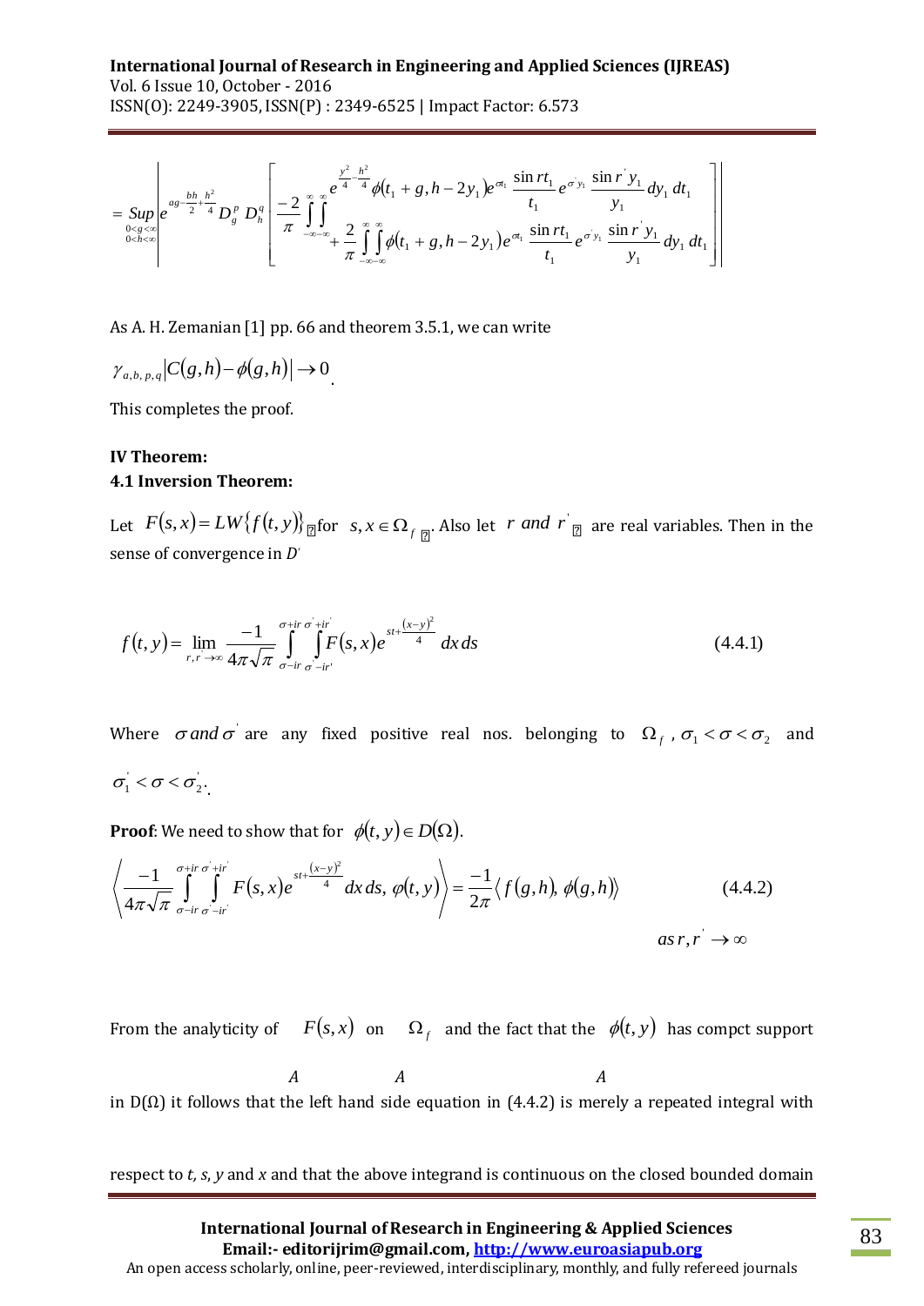$$= \underset{\substack{0<g<\infty \\ 0<h<\infty}}{Sup} \left| e^{ag - \frac{bh}{2} + \frac{h^2}{4}} D_g^p \, D_h^q \left[ \frac{-2}{\pi} \int_{-\infty}^{\infty}\int_{-\infty}^{\infty} e^{\frac{y_1^2}{4} - \frac{h^2}{4}} \phi(t_1 + g, h - 2y_1) e^{\sigma t_1} \frac{\sin rt_1}{t_1} e^{\sigma' y_1} \frac{\sin r' y_1}{y_1} dy_1 \, dt_1 + \frac{2}{\pi} \int_{-\infty}^{\infty}\int_{-\infty}^{\infty} \phi(t_1 + g, h - 2y_1) e^{\sigma t_1} \frac{\sin rt_1}{t_1} e^{\sigma' y_1} \frac{\sin r' y_1}{y_1} dy_1 \, dt_1 \right] \right|$$

As A. H. Zemanian [1] pp. 66 and theorem 3.5.1, we can write

$\gamma_{a,b,p,q} \left| C(g,h) - \phi(g,h) \right| \to 0$.

This completes the proof.

**IV Theorem:**

**4.1 Inversion Theorem:**

Let $F(s,x) = LW\{f(t,y)\}$ for $s, x \in \Omega_f$. Also let $r$ and $r'$ are real variables. Then in the sense of convergence in $D'$

$$f(t,y) = \lim_{r,r' \to \infty} \frac{-1}{4\pi\sqrt{\pi}} \int_{\sigma - ir}^{\sigma + ir} \int_{\sigma' - ir'}^{\sigma' + ir'} F(s,x) e^{st + \frac{(x-y)^2}{4}} \, dx \, ds \tag{4.4.1}$$

Where $\sigma$ and $\sigma'$ are any fixed positive real nos. belonging to $\Omega_f$, $\sigma_1 < \sigma < \sigma_2$ and $\sigma_1' < \sigma < \sigma_2'$.

**Proof**: We need to show that for $\phi(t,y) \in D(\Omega)$.

$$\left\langle \frac{-1}{4\pi\sqrt{\pi}} \int_{\sigma - ir}^{\sigma + ir} \int_{\sigma' - ir'}^{\sigma' + ir'} F(s,x) e^{st + \frac{(x-y)^2}{4}} \, dx \, ds, \, \varphi(t,y) \right\rangle = \frac{-1}{2\pi} \langle f(g,h), \phi(g,h) \rangle \tag{4.4.2}$$

$$as \, r, r' \to \infty$$

From the analyticity of $F(s,x)$ on $\Omega_f$ and the fact that the $\phi(t,y)$ has compct support in D(Ω) it follows that the left hand side equation in (4.4.2) is merely a repeated integral with respect to *t, s, y* and *x* and that the above integrand is continuous on the closed bounded domain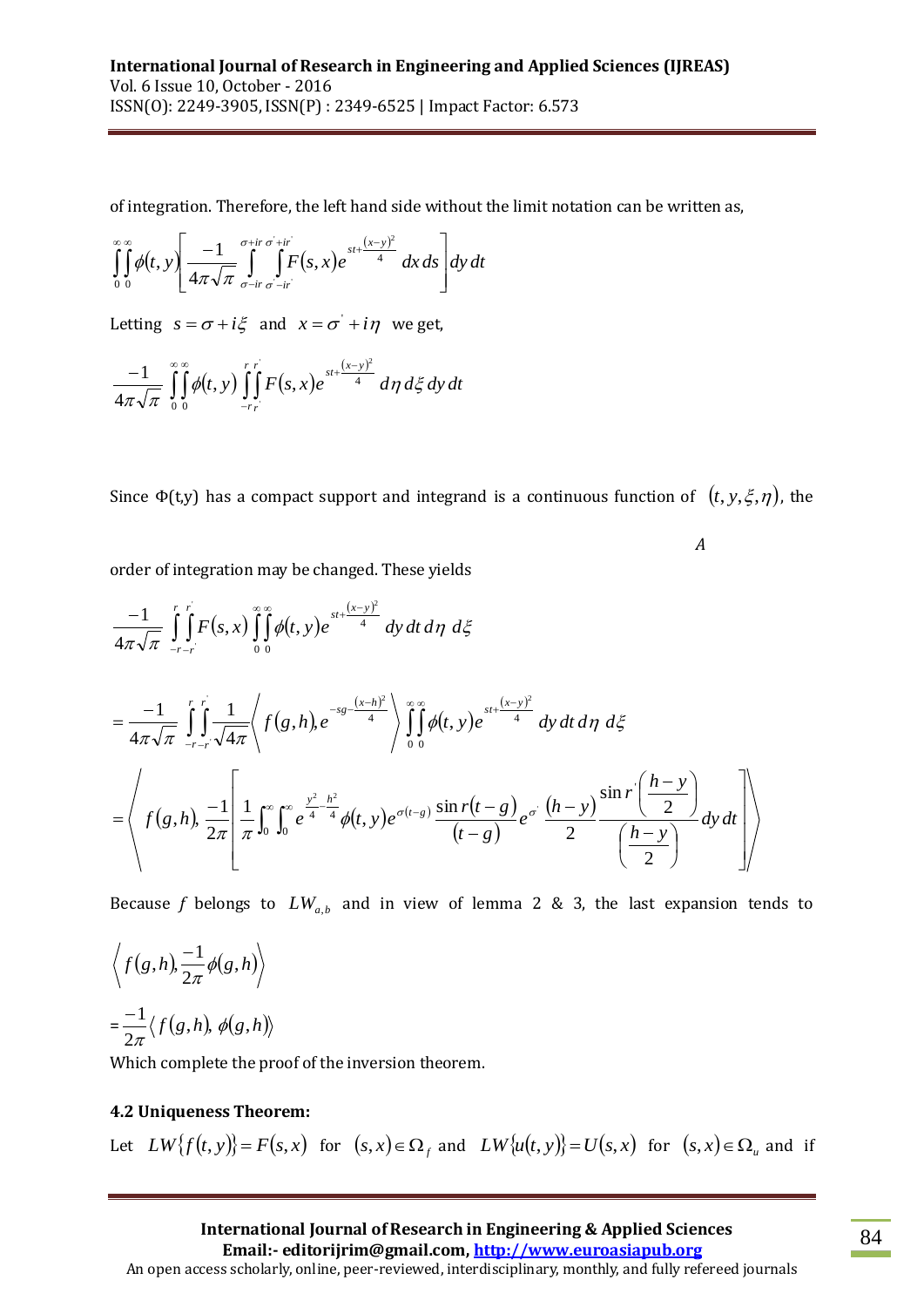of integration. Therefore, the left hand side without the limit notation can be written as,

$$\int_0^\infty\int_0^\infty \phi(t,y)\left[\frac{-1}{4\pi\sqrt{\pi}}\int_{\sigma-ir}^{\sigma+ir}\int_{\sigma'-ir'}^{\sigma'+ir'} F(s,x)e^{st+\frac{(x-y)^2}{4}}\,dx\,ds\right]dy\,dt$$

Letting $s=\sigma+i\xi$ and $x=\sigma'+i\eta$ we get,

$$\frac{-1}{4\pi\sqrt{\pi}}\int_0^\infty\int_0^\infty \phi(t,y)\int_{-r}^{r}\int_{-r'}^{r'} F(s,x)e^{st+\frac{(x-y)^2}{4}}\,d\eta\,d\xi\,dy\,dt$$

Since $\Phi(t,y)$ has a compact support and integrand is a continuous function of $(t,y,\xi,\eta)$, the

A

order of integration may be changed. These yields

$$\frac{-1}{4\pi\sqrt{\pi}}\int_{-r}^{r}\int_{-r'}^{r'} F(s,x)\int_0^\infty\int_0^\infty \phi(t,y)e^{st+\frac{(x-y)^2}{4}}\,dy\,dt\,d\eta\,d\xi$$

$$=\frac{-1}{4\pi\sqrt{\pi}}\int_{-r}^{r}\int_{-r'}^{r'}\frac{1}{\sqrt{4\pi}}\left\langle f(g,h),e^{-sg-\frac{(x-h)^2}{4}}\right\rangle\int_0^\infty\int_0^\infty \phi(t,y)e^{st+\frac{(x-y)^2}{4}}\,dy\,dt\,d\eta\,d\xi$$

$$=\left\langle f(g,h),\frac{-1}{2\pi}\left[\frac{1}{\pi}\int_0^\infty\int_0^\infty e^{\frac{y^2}{4}-\frac{h^2}{4}}\phi(t,y)e^{\sigma(t-g)}\frac{\sin r(t-g)}{(t-g)}e^{\sigma'}\frac{(h-y)}{2}\frac{\sin r'\left(\frac{h-y}{2}\right)}{\left(\frac{h-y}{2}\right)}dy\,dt\right]\right\rangle$$

Because $f$ belongs to $LW_{a,b}$ and in view of lemma 2 & 3, the last expansion tends to

$$\left\langle f(g,h),\frac{-1}{2\pi}\phi(g,h)\right\rangle$$

$$=\frac{-1}{2\pi}\left\langle f(g,h),\,\phi(g,h)\right\rangle$$

Which complete the proof of the inversion theorem.

### 4.2 Uniqueness Theorem:

Let $LW\{f(t,y)\}=F(s,x)$ for $(s,x)\in\Omega_f$ and $LW\{u(t,y)\}=U(s,x)$ for $(s,x)\in\Omega_u$ and if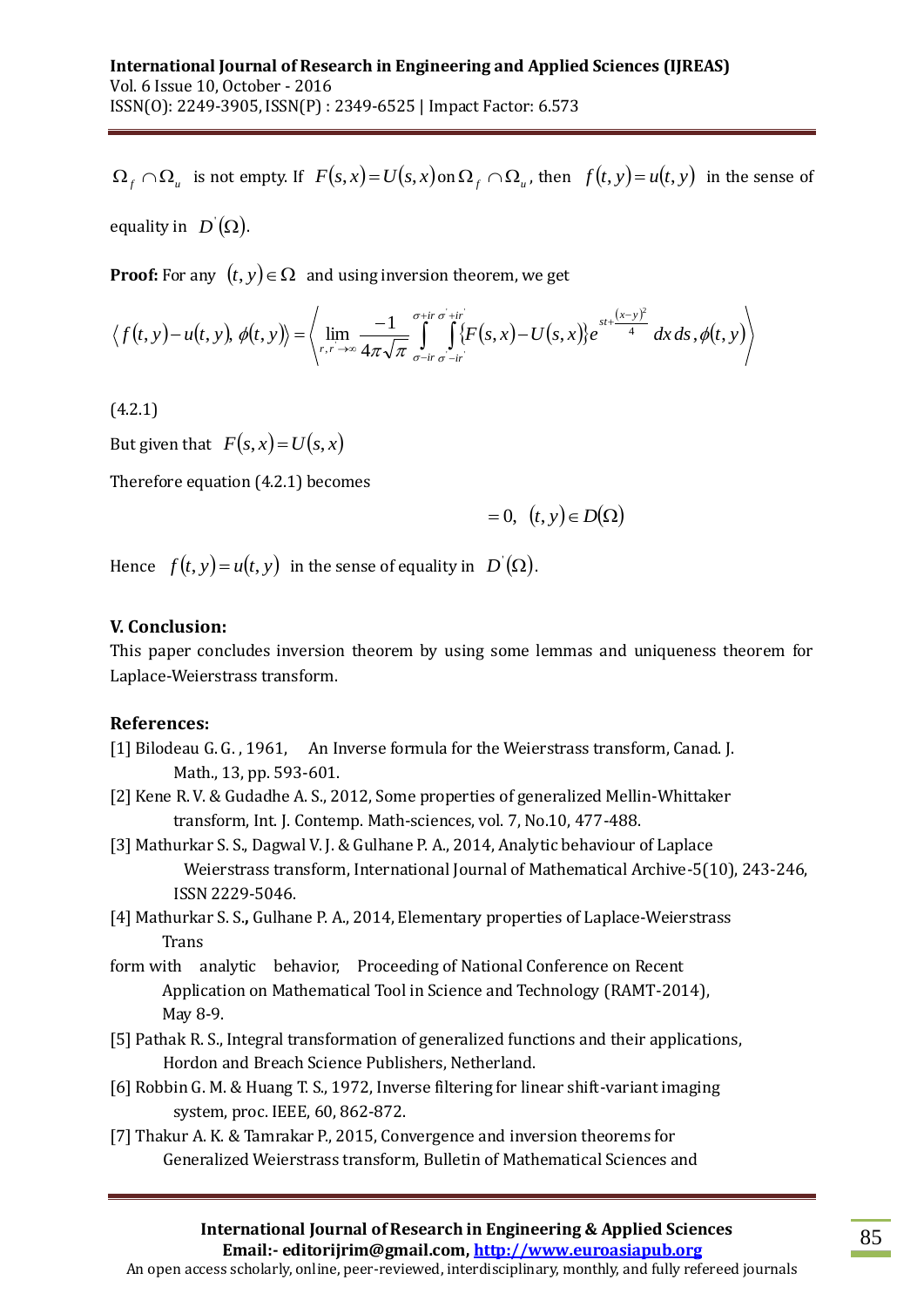$\Omega_f \cap \Omega_u$ is not empty. If $F(s,x) = U(s,x)$ on $\Omega_f \cap \Omega_u$, then $f(t,y) = u(t,y)$ in the sense of equality in $D^{'}(\Omega)$.

**Proof:** For any $(t,y) \in \Omega$ and using inversion theorem, we get

$$\langle f(t,y) - u(t,y), \phi(t,y) \rangle = \left\langle \lim_{r,r^{'} \to \infty} \frac{-1}{4\pi\sqrt{\pi}} \int_{\sigma - ir}^{\sigma + ir} \int_{\sigma^{'} - ir^{'}}^{\sigma^{'} + ir^{'}} \{F(s,x) - U(s,x)\} e^{st + \frac{(x-y)^2}{4}} \, dx \, ds, \phi(t,y) \right\rangle$$

(4.2.1)

But given that $F(s,x) = U(s,x)$

Therefore equation (4.2.1) becomes

$$= 0, \quad (t,y) \in D(\Omega)$$

Hence $f(t,y) = u(t,y)$ in the sense of equality in $D^{'}(\Omega)$.

## V. Conclusion:

This paper concludes inversion theorem by using some lemmas and uniqueness theorem for Laplace-Weierstrass transform.

## References:

[1] Bilodeau G. G. , 1961, An Inverse formula for the Weierstrass transform, Canad. J. Math., 13, pp. 593-601.

[2] Kene R. V. & Gudadhe A. S., 2012, Some properties of generalized Mellin-Whittaker transform, Int. J. Contemp. Math-sciences, vol. 7, No.10, 477-488.

[3] Mathurkar S. S., Dagwal V. J. & Gulhane P. A., 2014, Analytic behaviour of Laplace Weierstrass transform, International Journal of Mathematical Archive-5(10), 243-246, ISSN 2229-5046.

[4] Mathurkar S. S., Gulhane P. A., 2014, Elementary properties of Laplace-Weierstrass Trans form with analytic behavior, Proceeding of National Conference on Recent Application on Mathematical Tool in Science and Technology (RAMT-2014), May 8-9.

[5] Pathak R. S., Integral transformation of generalized functions and their applications, Hordon and Breach Science Publishers, Netherland.

[6] Robbin G. M. & Huang T. S., 1972, Inverse filtering for linear shift-variant imaging system, proc. IEEE, 60, 862-872.

[7] Thakur A. K. & Tamrakar P., 2015, Convergence and inversion theorems for Generalized Weierstrass transform, Bulletin of Mathematical Sciences and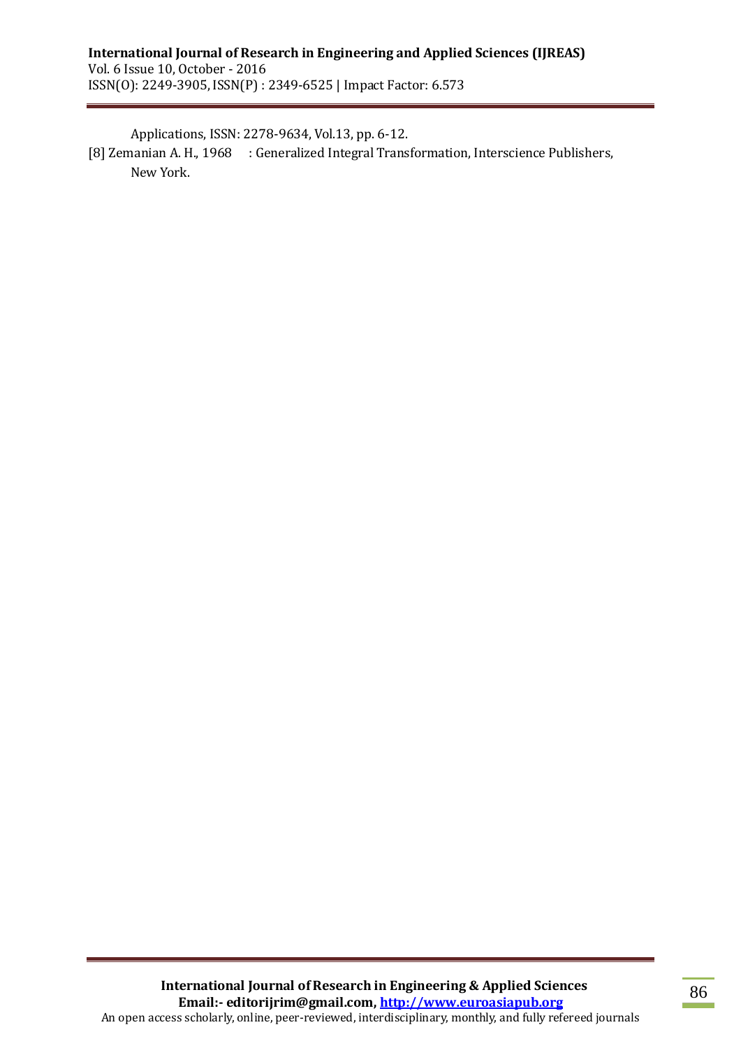Applications, ISSN: 2278-9634, Vol.13, pp. 6-12.

[8] Zemanian A. H., 1968 : Generalized Integral Transformation, Interscience Publishers, New York.